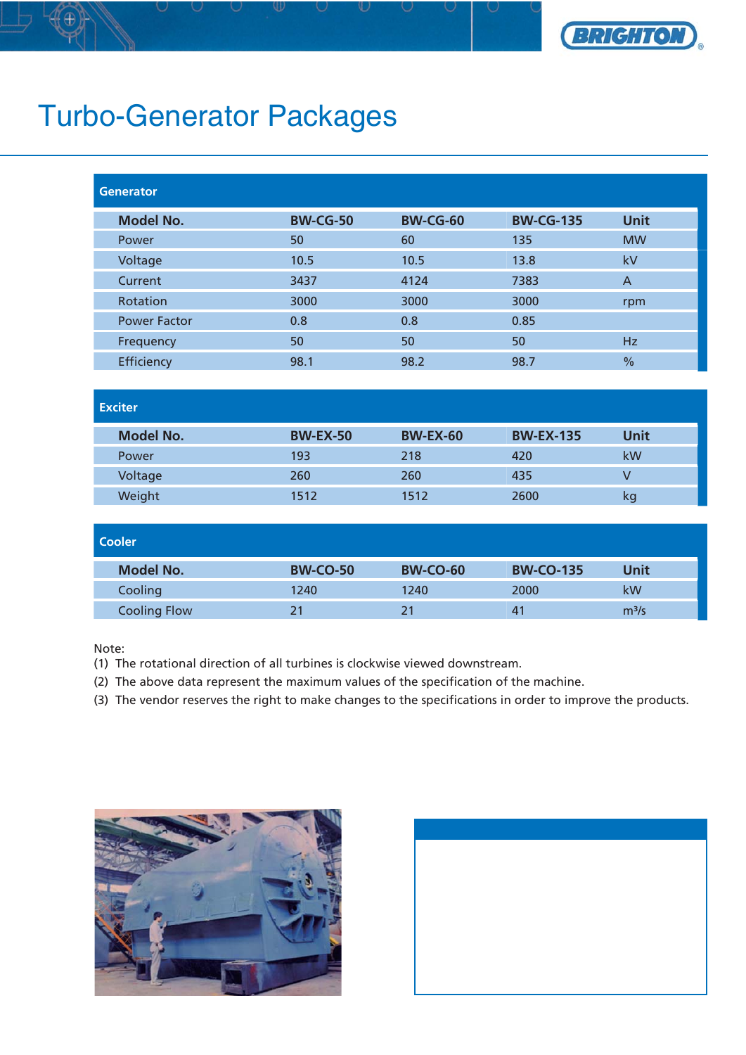# Turbo-Generator Packages

## Generator

| Model No. | BW-CG-50 | BW-CG-60 | BW-CG-135 | Unit |
|---|---|---|---|---|
| Power | 50 | 60 | 135 | MW |
| Voltage | 10.5 | 10.5 | 13.8 | kV |
| Current | 3437 | 4124 | 7383 | A |
| Rotation | 3000 | 3000 | 3000 | rpm |
| Power Factor | 0.8 | 0.8 | 0.85 | |
| Frequency | 50 | 50 | 50 | Hz |
| Efficiency | 98.1 | 98.2 | 98.7 | % |

## Exciter

| Model No. | BW-EX-50 | BW-EX-60 | BW-EX-135 | Unit |
|---|---|---|---|---|
| Power | 193 | 218 | 420 | kW |
| Voltage | 260 | 260 | 435 | V |
| Weight | 1512 | 1512 | 2600 | kg |

## Cooler

| Model No. | BW-CO-50 | BW-CO-60 | BW-CO-135 | Unit |
|---|---|---|---|---|
| Cooling | 1240 | 1240 | 2000 | kW |
| Cooling Flow | 21 | 21 | 41 | $m^3/s$ |

Note:

(1) The rotational direction of all turbines is clockwise viewed downstream.

(2) The above data represent the maximum values of the specification of the machine.

(3) The vendor reserves the right to make changes to the specifications in order to improve the products.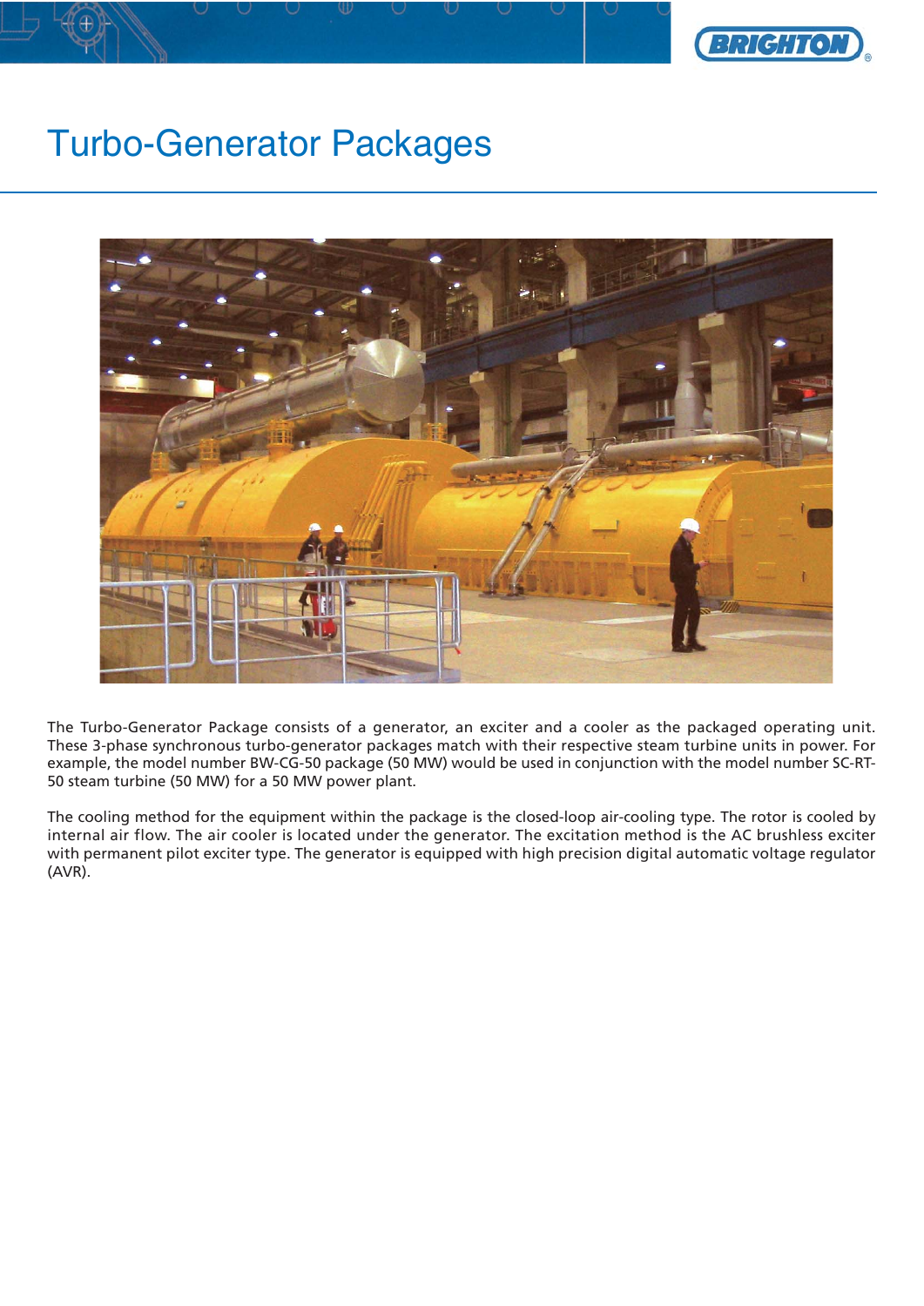# Turbo-Generator Packages

The Turbo-Generator Package consists of a generator, an exciter and a cooler as the packaged operating unit. These 3-phase synchronous turbo-generator packages match with their respective steam turbine units in power. For example, the model number BW-CG-50 package (50 MW) would be used in conjunction with the model number SC-RT-50 steam turbine (50 MW) for a 50 MW power plant.

The cooling method for the equipment within the package is the closed-loop air-cooling type. The rotor is cooled by internal air flow. The air cooler is located under the generator. The excitation method is the AC brushless exciter with permanent pilot exciter type. The generator is equipped with high precision digital automatic voltage regulator (AVR).